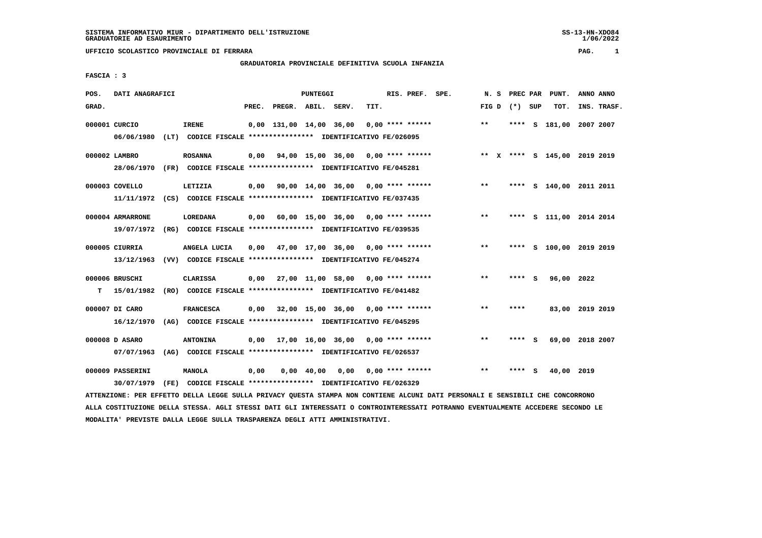SISTEMA INFORMATIVO MIUR - DIPARTIMENTO DELL'ISTRUZIONE
GRADUATORIE AD ESAURIMENTO

UFFICIO SCOLASTICO PROVINCIALE DI FERRARA

GRADUATORIA PROVINCIALE DEFINITIVA SCUOLA INFANZIA

FASCIA : 3

| POS. GRAD. | DATI ANAGRAFICI | | PREC. | PREGR. | ABIL. | SERV. | TIT. | RIS. PREF. SPE. | N. S FIG D | PREC PAR (*) SUP | PUNT. TOT. | ANNO INS. | ANNO TRASF. |
|---|---|---|---|---|---|---|---|---|---|---|---|---|---|
| 000001 | CURCIO | IRENE | 0,00 | 131,00 | 14,00 | 36,00 | 0,00 | **** ****** | ** | **** S | 181,00 | 2007 | 2007 |
| | 06/06/1980 (LT) | CODICE FISCALE **************** IDENTIFICATIVO FE/026095 | | | | | | | | | | | |
| 000002 | LAMBRO | ROSANNA | 0,00 | 94,00 | 15,00 | 36,00 | 0,00 | **** ****** | ** X | **** S | 145,00 | 2019 | 2019 |
| | 28/06/1970 (FR) | CODICE FISCALE **************** IDENTIFICATIVO FE/045281 | | | | | | | | | | | |
| 000003 | COVELLO | LETIZIA | 0,00 | 90,00 | 14,00 | 36,00 | 0,00 | **** ****** | ** | **** S | 140,00 | 2011 | 2011 |
| | 11/11/1972 (CS) | CODICE FISCALE **************** IDENTIFICATIVO FE/037435 | | | | | | | | | | | |
| 000004 | ARMARRONE | LOREDANA | 0,00 | 60,00 | 15,00 | 36,00 | 0,00 | **** ****** | ** | **** S | 111,00 | 2014 | 2014 |
| | 19/07/1972 (RG) | CODICE FISCALE **************** IDENTIFICATIVO FE/039535 | | | | | | | | | | | |
| 000005 | CIURRIA | ANGELA LUCIA | 0,00 | 47,00 | 17,00 | 36,00 | 0,00 | **** ****** | ** | **** S | 100,00 | 2019 | 2019 |
| | 13/12/1963 (VV) | CODICE FISCALE **************** IDENTIFICATIVO FE/045274 | | | | | | | | | | | |
| 000006 | BRUSCHI | CLARISSA | 0,00 | 27,00 | 11,00 | 58,00 | 0,00 | **** ****** | ** | **** S | 96,00 | 2022 | |
| T | 15/01/1982 (RO) | CODICE FISCALE **************** IDENTIFICATIVO FE/041482 | | | | | | | | | | | |
| 000007 | DI CARO | FRANCESCA | 0,00 | 32,00 | 15,00 | 36,00 | 0,00 | **** ****** | ** | **** | 83,00 | 2019 | 2019 |
| | 16/12/1970 (AG) | CODICE FISCALE **************** IDENTIFICATIVO FE/045295 | | | | | | | | | | | |
| 000008 | D ASARO | ANTONINA | 0,00 | 17,00 | 16,00 | 36,00 | 0,00 | **** ****** | ** | **** S | 69,00 | 2018 | 2007 |
| | 07/07/1963 (AG) | CODICE FISCALE **************** IDENTIFICATIVO FE/026537 | | | | | | | | | | | |
| 000009 | PASSERINI | MANOLA | 0,00 | 0,00 | 40,00 | 0,00 | 0,00 | **** ****** | ** | **** S | 40,00 | 2019 | |
| | 30/07/1979 (FE) | CODICE FISCALE **************** IDENTIFICATIVO FE/026329 | | | | | | | | | | | |

ATTENZIONE: PER EFFETTO DELLA LEGGE SULLA PRIVACY QUESTA STAMPA NON CONTIENE ALCUNI DATI PERSONALI E SENSIBILI CHE CONCORRONO ALLA COSTITUZIONE DELLA STESSA. AGLI STESSI DATI GLI INTERESSATI O CONTROINTERESSATI POTRANNO EVENTUALMENTE ACCEDERE SECONDO LE MODALITA' PREVISTE DALLA LEGGE SULLA TRASPARENZA DEGLI ATTI AMMINISTRATIVI.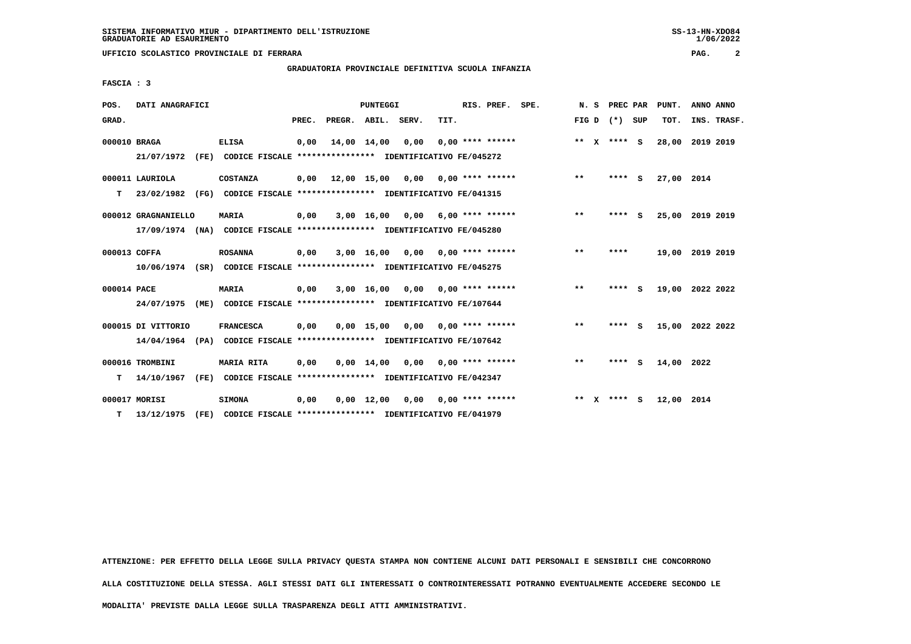GRADUATORIE AD ESAURIMENTO

UFFICIO SCOLASTICO PROVINCIALE DI FERRARA

## GRADUATORIA PROVINCIALE DEFINITIVA SCUOLA INFANZIA

FASCIA : 3

| POS. GRAD. | DATI ANAGRAFICI | | PREC. | PREGR. | ABIL. | SERV. | TIT. | RIS. PREF. SPE. | N. S FIG D | PREC PAR (*) SUP | PUNT. TOT. | ANNO ANNO INS. TRASF. |
|---|---|---|---|---|---|---|---|---|---|---|---|---|
| 000010 | BRAGA | ELISA | 0,00 | 14,00 | 14,00 | 0,00 | 0,00 | **** ****** | ** X | **** S | 28,00 | 2019 2019 |
| | 21/07/1972 (FE) CODICE FISCALE **************** IDENTIFICATIVO FE/045272 | | | | | | | | | | | |
| 000011 | LAURIOLA | COSTANZA | 0,00 | 12,00 | 15,00 | 0,00 | 0,00 | **** ****** | ** | **** S | 27,00 | 2014 |
| T | 23/02/1982 (FG) CODICE FISCALE **************** IDENTIFICATIVO FE/041315 | | | | | | | | | | | |
| 000012 | GRAGNANIELLO | MARIA | 0,00 | 3,00 | 16,00 | 0,00 | 6,00 | **** ****** | ** | **** S | 25,00 | 2019 2019 |
| | 17/09/1974 (NA) CODICE FISCALE **************** IDENTIFICATIVO FE/045280 | | | | | | | | | | | |
| 000013 | COFFA | ROSANNA | 0,00 | 3,00 | 16,00 | 0,00 | 0,00 | **** ****** | ** | **** | 19,00 | 2019 2019 |
| | 10/06/1974 (SR) CODICE FISCALE **************** IDENTIFICATIVO FE/045275 | | | | | | | | | | | |
| 000014 | PACE | MARIA | 0,00 | 3,00 | 16,00 | 0,00 | 0,00 | **** ****** | ** | **** S | 19,00 | 2022 2022 |
| | 24/07/1975 (ME) CODICE FISCALE **************** IDENTIFICATIVO FE/107644 | | | | | | | | | | | |
| 000015 | DI VITTORIO | FRANCESCA | 0,00 | 0,00 | 15,00 | 0,00 | 0,00 | **** ****** | ** | **** S | 15,00 | 2022 2022 |
| | 14/04/1964 (PA) CODICE FISCALE **************** IDENTIFICATIVO FE/107642 | | | | | | | | | | | |
| 000016 | TROMBINI | MARIA RITA | 0,00 | 0,00 | 14,00 | 0,00 | 0,00 | **** ****** | ** | **** S | 14,00 | 2022 |
| T | 14/10/1967 (FE) CODICE FISCALE **************** IDENTIFICATIVO FE/042347 | | | | | | | | | | | |
| 000017 | MORISI | SIMONA | 0,00 | 0,00 | 12,00 | 0,00 | 0,00 | **** ****** | ** X | **** S | 12,00 | 2014 |
| T | 13/12/1975 (FE) CODICE FISCALE **************** IDENTIFICATIVO FE/041979 | | | | | | | | | | | |

ATTENZIONE: PER EFFETTO DELLA LEGGE SULLA PRIVACY QUESTA STAMPA NON CONTIENE ALCUNI DATI PERSONALI E SENSIBILI CHE CONCORRONO ALLA COSTITUZIONE DELLA STESSA. AGLI STESSI DATI GLI INTERESSATI O CONTROINTERESSATI POTRANNO EVENTUALMENTE ACCEDERE SECONDO LE MODALITA' PREVISTE DALLA LEGGE SULLA TRASPARENZA DEGLI ATTI AMMINISTRATIVI.